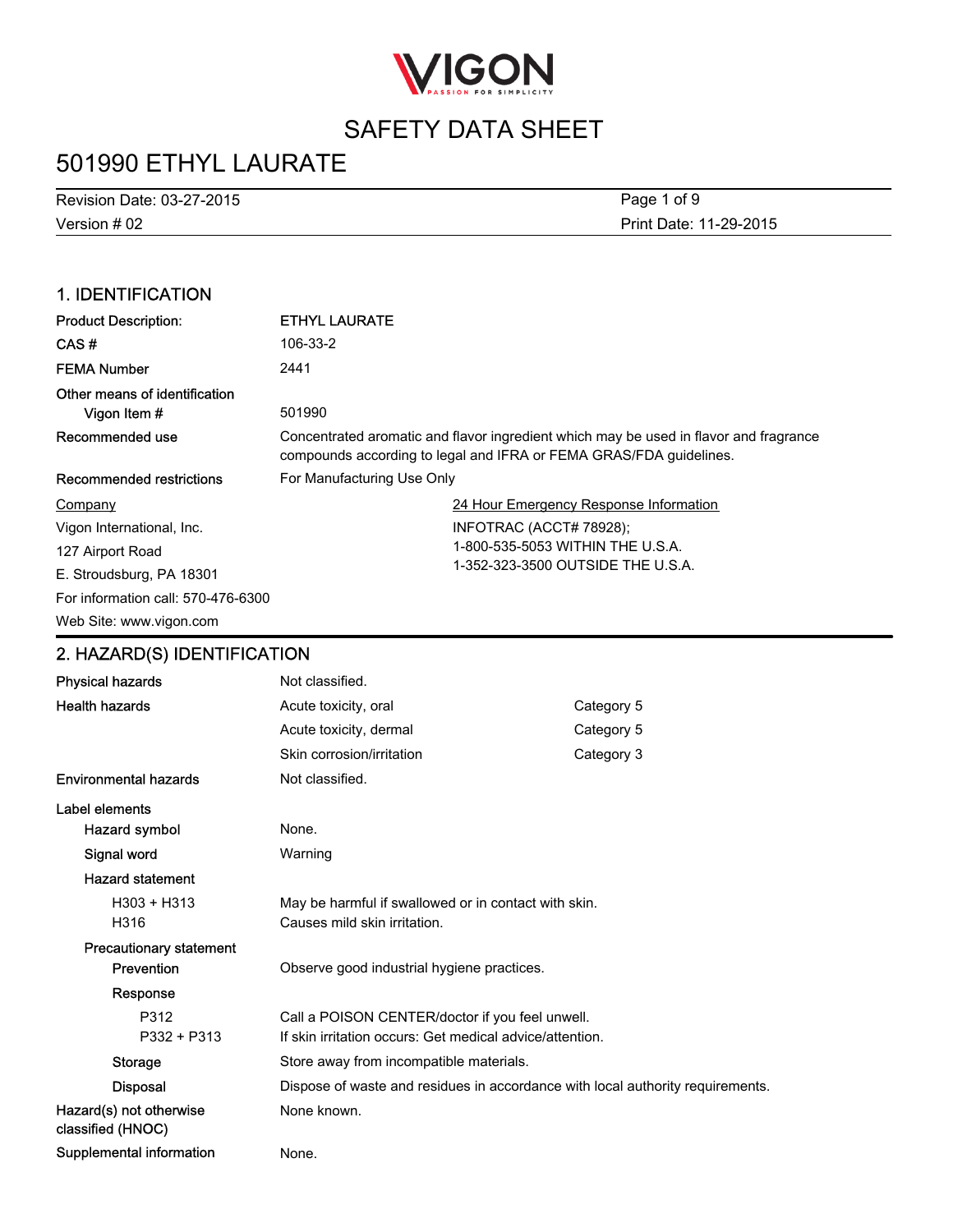# SAFETY DATA SHEET

# 501990 ETHYL LAURATE

Revision Date: 03-27-2015

Version # 02

Print Date: 11-29-2015

## 1. IDENTIFICATION

| | |
|---|---|
| **Product Description:** | ETHYL LAURATE |
| **CAS #** | 106-33-2 |
| **FEMA Number** | 2441 |
| **Other means of identification** | |
| **Vigon Item #** | 501990 |
| **Recommended use** | Concentrated aromatic and flavor ingredient which may be used in flavor and fragrance compounds according to legal and IFRA or FEMA GRAS/FDA guidelines. |
| **Recommended restrictions** | For Manufacturing Use Only |

**Company**

Vigon International, Inc.
127 Airport Road
E. Stroudsburg, PA 18301
For information call: 570-476-6300
Web Site: www.vigon.com

**24 Hour Emergency Response Information**

INFOTRAC (ACCT# 78928);
1-800-535-5053 WITHIN THE U.S.A.
1-352-323-3500 OUTSIDE THE U.S.A.

## 2. HAZARD(S) IDENTIFICATION

| | | |
|---|---|---|
| **Physical hazards** | Not classified. | |
| **Health hazards** | Acute toxicity, oral | Category 5 |
| | Acute toxicity, dermal | Category 5 |
| | Skin corrosion/irritation | Category 3 |
| **Environmental hazards** | Not classified. | |

**Label elements**

**Hazard symbol** None.

**Signal word** Warning

**Hazard statement**

| | |
|---|---|
| H303 + H313 | May be harmful if swallowed or in contact with skin. |
| H316 | Causes mild skin irritation. |

**Precautionary statement**

**Prevention** Observe good industrial hygiene practices.

**Response**

| | |
|---|---|
| P312 | Call a POISON CENTER/doctor if you feel unwell. |
| P332 + P313 | If skin irritation occurs: Get medical advice/attention. |

**Storage** Store away from incompatible materials.

**Disposal** Dispose of waste and residues in accordance with local authority requirements.

**Hazard(s) not otherwise classified (HNOC)** None known.

**Supplemental information** None.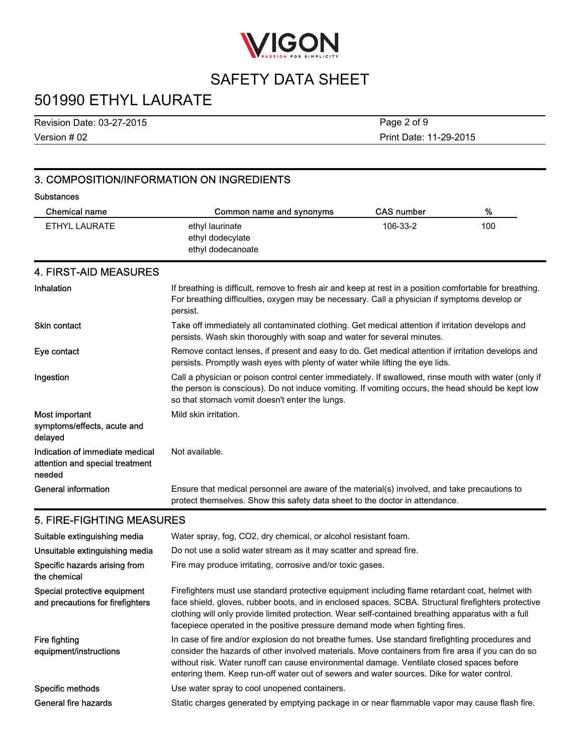## 3. COMPOSITION/INFORMATION ON INGREDIENTS

Substances

| Chemical name | Common name and synonyms | CAS number | % |
| --- | --- | --- | --- |
| ETHYL LAURATE | ethyl laurinate<br>ethyl dodecylate<br>ethyl dodecanoate | 106-33-2 | 100 |

## 4. FIRST-AID MEASURES

| | |
| --- | --- |
| Inhalation | If breathing is difficult, remove to fresh air and keep at rest in a position comfortable for breathing. For breathing difficulties, oxygen may be necessary. Call a physician if symptoms develop or persist. |
| Skin contact | Take off immediately all contaminated clothing. Get medical attention if irritation develops and persists. Wash skin thoroughly with soap and water for several minutes. |
| Eye contact | Remove contact lenses, if present and easy to do. Get medical attention if irritation develops and persists. Promptly wash eyes with plenty of water while lifting the eye lids. |
| Ingestion | Call a physician or poison control center immediately. If swallowed, rinse mouth with water (only if the person is conscious). Do not induce vomiting. If vomiting occurs, the head should be kept low so that stomach vomit doesn't enter the lungs. |
| Most important symptoms/effects, acute and delayed | Mild skin irritation. |
| Indication of immediate medical attention and special treatment needed | Not available. |
| General information | Ensure that medical personnel are aware of the material(s) involved, and take precautions to protect themselves. Show this safety data sheet to the doctor in attendance. |

## 5. FIRE-FIGHTING MEASURES

| | |
| --- | --- |
| Suitable extinguishing media | Water spray, fog, CO2, dry chemical, or alcohol resistant foam. |
| Unsuitable extinguishing media | Do not use a solid water stream as it may scatter and spread fire. |
| Specific hazards arising from the chemical | Fire may produce irritating, corrosive and/or toxic gases. |
| Special protective equipment and precautions for firefighters | Firefighters must use standard protective equipment including flame retardant coat, helmet with face shield, gloves, rubber boots, and in enclosed spaces, SCBA. Structural firefighters protective clothing will only provide limited protection. Wear self-contained breathing apparatus with a full facepiece operated in the positive pressure demand mode when fighting fires. |
| Fire fighting equipment/instructions | In case of fire and/or explosion do not breathe fumes. Use standard firefighting procedures and consider the hazards of other involved materials. Move containers from fire area if you can do so without risk. Water runoff can cause environmental damage. Ventilate closed spaces before entering them. Keep run-off water out of sewers and water sources. Dike for water control. |
| Specific methods | Use water spray to cool unopened containers. |
| General fire hazards | Static charges generated by emptying package in or near flammable vapor may cause flash fire. |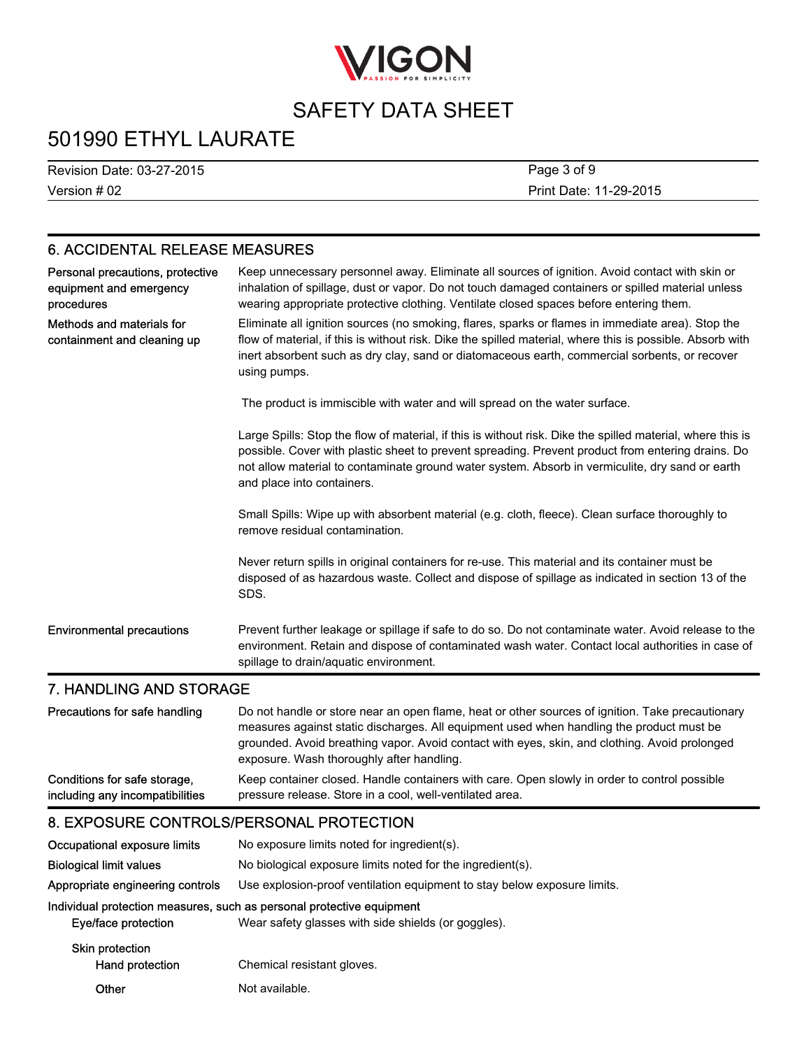## 6. ACCIDENTAL RELEASE MEASURES

**Personal precautions, protective equipment and emergency procedures**
Keep unnecessary personnel away. Eliminate all sources of ignition. Avoid contact with skin or inhalation of spillage, dust or vapor. Do not touch damaged containers or spilled material unless wearing appropriate protective clothing. Ventilate closed spaces before entering them.

**Methods and materials for containment and cleaning up**
Eliminate all ignition sources (no smoking, flares, sparks or flames in immediate area). Stop the flow of material, if this is without risk. Dike the spilled material, where this is possible. Absorb with inert absorbent such as dry clay, sand or diatomaceous earth, commercial sorbents, or recover using pumps.

The product is immiscible with water and will spread on the water surface.

Large Spills: Stop the flow of material, if this is without risk. Dike the spilled material, where this is possible. Cover with plastic sheet to prevent spreading. Prevent product from entering drains. Do not allow material to contaminate ground water system. Absorb in vermiculite, dry sand or earth and place into containers.

Small Spills: Wipe up with absorbent material (e.g. cloth, fleece). Clean surface thoroughly to remove residual contamination.

Never return spills in original containers for re-use. This material and its container must be disposed of as hazardous waste. Collect and dispose of spillage as indicated in section 13 of the SDS.

**Environmental precautions**
Prevent further leakage or spillage if safe to do so. Do not contaminate water. Avoid release to the environment. Retain and dispose of contaminated wash water. Contact local authorities in case of spillage to drain/aquatic environment.

## 7. HANDLING AND STORAGE

**Precautions for safe handling**
Do not handle or store near an open flame, heat or other sources of ignition. Take precautionary measures against static discharges. All equipment used when handling the product must be grounded. Avoid breathing vapor. Avoid contact with eyes, skin, and clothing. Avoid prolonged exposure. Wash thoroughly after handling.

**Conditions for safe storage, including any incompatibilities**
Keep container closed. Handle containers with care. Open slowly in order to control possible pressure release. Store in a cool, well-ventilated area.

## 8. EXPOSURE CONTROLS/PERSONAL PROTECTION

**Occupational exposure limits**
No exposure limits noted for ingredient(s).

**Biological limit values**
No biological exposure limits noted for the ingredient(s).

**Appropriate engineering controls**
Use explosion-proof ventilation equipment to stay below exposure limits.

**Individual protection measures, such as personal protective equipment**

**Eye/face protection**
Wear safety glasses with side shields (or goggles).

**Skin protection**

**Hand protection**
Chemical resistant gloves.

**Other**
Not available.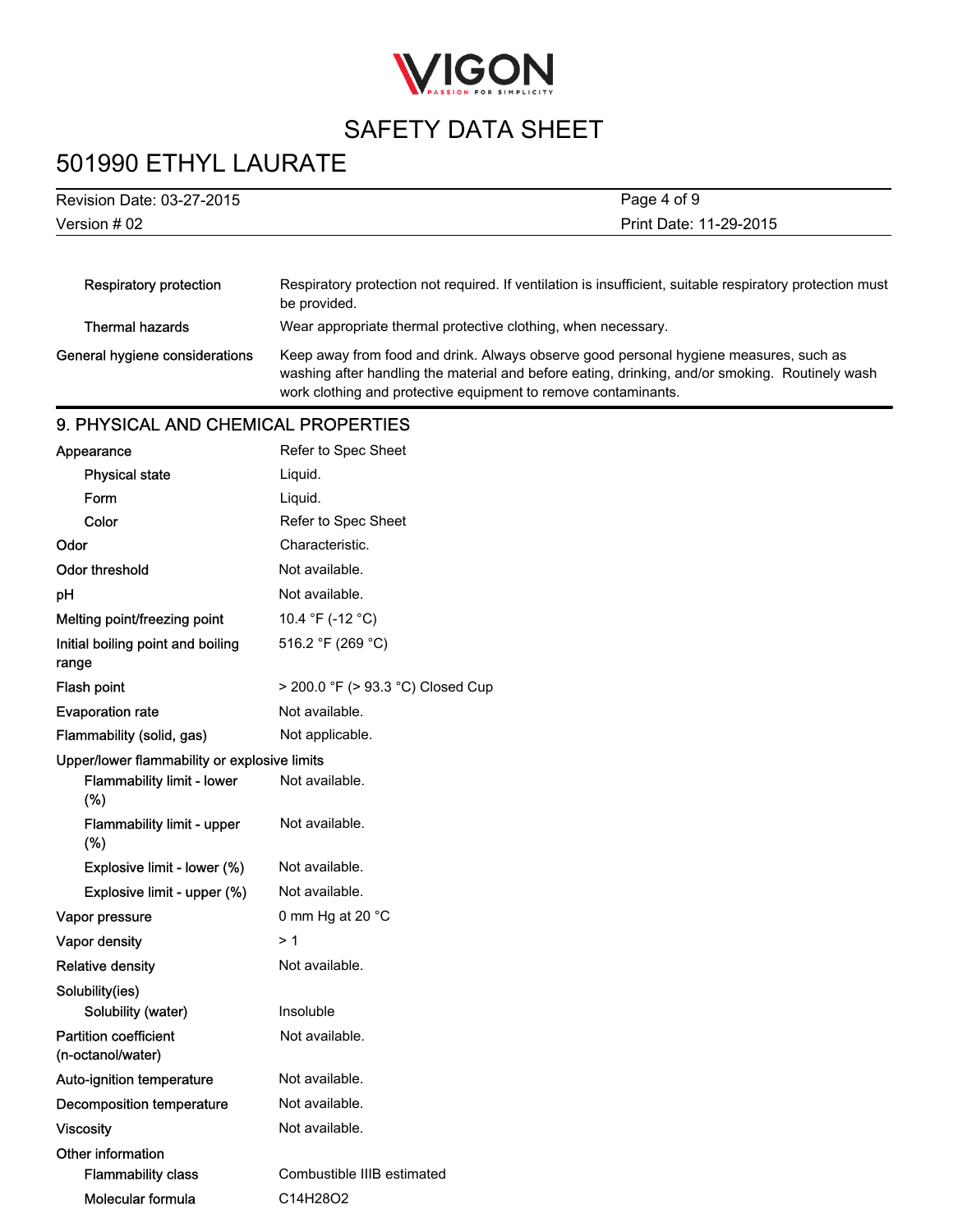| | |
|---|---|
| Respiratory protection | Respiratory protection not required. If ventilation is insufficient, suitable respiratory protection must be provided. |
| Thermal hazards | Wear appropriate thermal protective clothing, when necessary. |
| General hygiene considerations | Keep away from food and drink. Always observe good personal hygiene measures, such as washing after handling the material and before eating, drinking, and/or smoking. Routinely wash work clothing and protective equipment to remove contaminants. |

## 9. PHYSICAL AND CHEMICAL PROPERTIES

| | |
|---|---|
| Appearance | Refer to Spec Sheet |
| Physical state | Liquid. |
| Form | Liquid. |
| Color | Refer to Spec Sheet |
| Odor | Characteristic. |
| Odor threshold | Not available. |
| pH | Not available. |
| Melting point/freezing point | 10.4 °F (-12 °C) |
| Initial boiling point and boiling range | 516.2 °F (269 °C) |
| Flash point | > 200.0 °F (> 93.3 °C) Closed Cup |
| Evaporation rate | Not available. |
| Flammability (solid, gas) | Not applicable. |
| Upper/lower flammability or explosive limits | |
| Flammability limit - lower (%) | Not available. |
| Flammability limit - upper (%) | Not available. |
| Explosive limit - lower (%) | Not available. |
| Explosive limit - upper (%) | Not available. |
| Vapor pressure | 0 mm Hg at 20 °C |
| Vapor density | > 1 |
| Relative density | Not available. |
| Solubility(ies) | |
| Solubility (water) | Insoluble |
| Partition coefficient (n-octanol/water) | Not available. |
| Auto-ignition temperature | Not available. |
| Decomposition temperature | Not available. |
| Viscosity | Not available. |
| Other information | |
| Flammability class | Combustible IIIB estimated |
| Molecular formula | $C_{14}H_{28}O_2$ |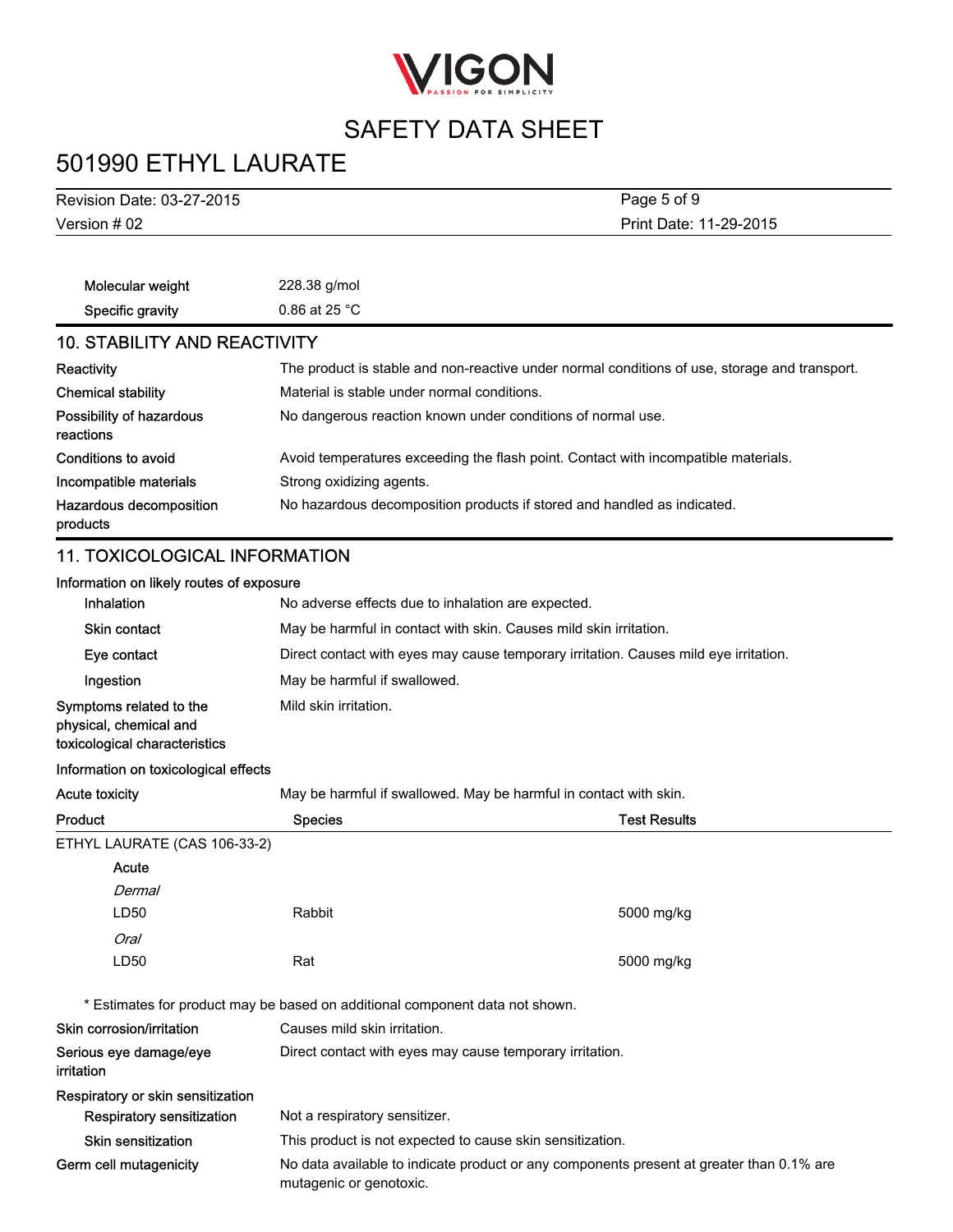| | |
|---|---|
| Molecular weight | 228.38 g/mol |
| Specific gravity | 0.86 at 25 °C |

## 10. STABILITY AND REACTIVITY

| | |
|---|---|
| Reactivity | The product is stable and non-reactive under normal conditions of use, storage and transport. |
| Chemical stability | Material is stable under normal conditions. |
| Possibility of hazardous reactions | No dangerous reaction known under conditions of normal use. |
| Conditions to avoid | Avoid temperatures exceeding the flash point. Contact with incompatible materials. |
| Incompatible materials | Strong oxidizing agents. |
| Hazardous decomposition products | No hazardous decomposition products if stored and handled as indicated. |

## 11. TOXICOLOGICAL INFORMATION

**Information on likely routes of exposure**

| | |
|---|---|
| Inhalation | No adverse effects due to inhalation are expected. |
| Skin contact | May be harmful in contact with skin. Causes mild skin irritation. |
| Eye contact | Direct contact with eyes may cause temporary irritation. Causes mild eye irritation. |
| Ingestion | May be harmful if swallowed. |
| Symptoms related to the physical, chemical and toxicological characteristics | Mild skin irritation. |

**Information on toxicological effects**

| | |
|---|---|
| Acute toxicity | May be harmful if swallowed. May be harmful in contact with skin. |

| Product | Species | Test Results |
|---|---|---|
| ETHYL LAURATE (CAS 106-33-2) | | |
| Acute | | |
| *Dermal* | | |
| LD50 | Rabbit | 5000 mg/kg |
| *Oral* | | |
| LD50 | Rat | 5000 mg/kg |

\* Estimates for product may be based on additional component data not shown.

| | |
|---|---|
| Skin corrosion/irritation | Causes mild skin irritation. |
| Serious eye damage/eye irritation | Direct contact with eyes may cause temporary irritation. |

**Respiratory or skin sensitization**

| | |
|---|---|
| Respiratory sensitization | Not a respiratory sensitizer. |
| Skin sensitization | This product is not expected to cause skin sensitization. |
| Germ cell mutagenicity | No data available to indicate product or any components present at greater than 0.1% are mutagenic or genotoxic. |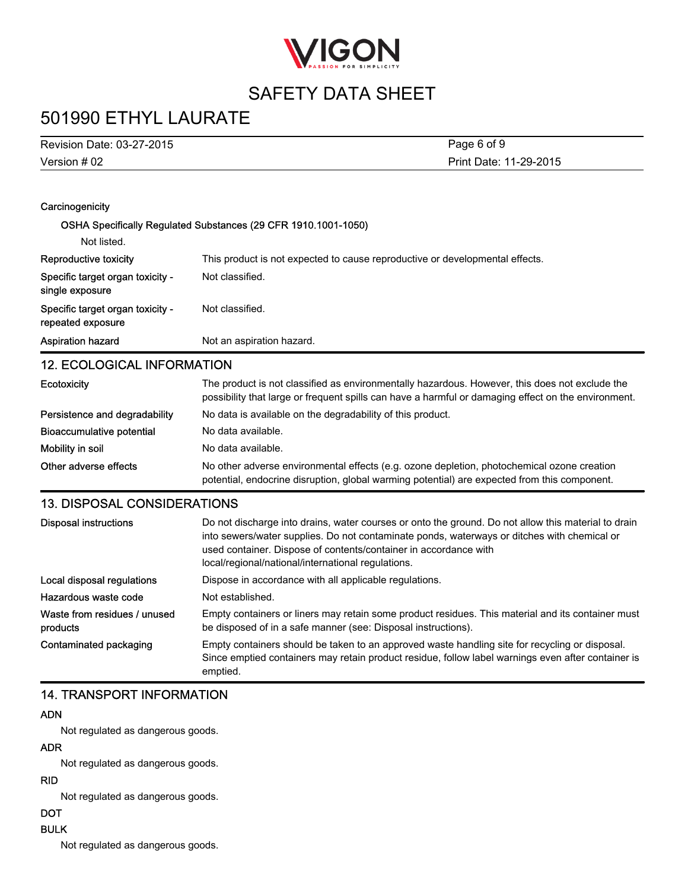### Carcinogenicity

**OSHA Specifically Regulated Substances (29 CFR 1910.1001-1050)**

Not listed.

| | |
|---|---|
| Reproductive toxicity | This product is not expected to cause reproductive or developmental effects. |
| Specific target organ toxicity - single exposure | Not classified. |
| Specific target organ toxicity - repeated exposure | Not classified. |
| Aspiration hazard | Not an aspiration hazard. |

## 12. ECOLOGICAL INFORMATION

| | |
|---|---|
| Ecotoxicity | The product is not classified as environmentally hazardous. However, this does not exclude the possibility that large or frequent spills can have a harmful or damaging effect on the environment. |
| Persistence and degradability | No data is available on the degradability of this product. |
| Bioaccumulative potential | No data available. |
| Mobility in soil | No data available. |
| Other adverse effects | No other adverse environmental effects (e.g. ozone depletion, photochemical ozone creation potential, endocrine disruption, global warming potential) are expected from this component. |

## 13. DISPOSAL CONSIDERATIONS

| | |
|---|---|
| Disposal instructions | Do not discharge into drains, water courses or onto the ground. Do not allow this material to drain into sewers/water supplies. Do not contaminate ponds, waterways or ditches with chemical or used container. Dispose of contents/container in accordance with local/regional/national/international regulations. |
| Local disposal regulations | Dispose in accordance with all applicable regulations. |
| Hazardous waste code | Not established. |
| Waste from residues / unused products | Empty containers or liners may retain some product residues. This material and its container must be disposed of in a safe manner (see: Disposal instructions). |
| Contaminated packaging | Empty containers should be taken to an approved waste handling site for recycling or disposal. Since emptied containers may retain product residue, follow label warnings even after container is emptied. |

## 14. TRANSPORT INFORMATION

**ADN**

Not regulated as dangerous goods.

**ADR**

Not regulated as dangerous goods.

**RID**

Not regulated as dangerous goods.

**DOT**

**BULK**

Not regulated as dangerous goods.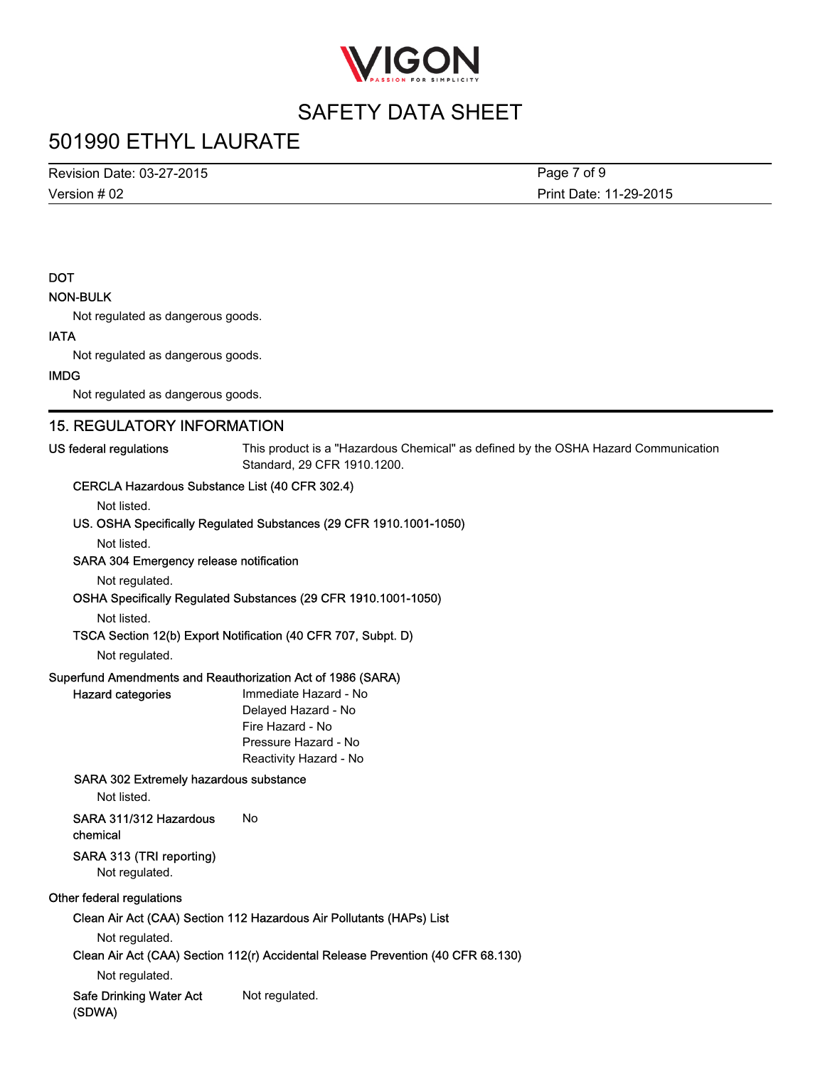**DOT**

**NON-BULK**

Not regulated as dangerous goods.

**IATA**

Not regulated as dangerous goods.

**IMDG**

Not regulated as dangerous goods.

## 15. REGULATORY INFORMATION

**US federal regulations** This product is a "Hazardous Chemical" as defined by the OSHA Hazard Communication Standard, 29 CFR 1910.1200.

**CERCLA Hazardous Substance List (40 CFR 302.4)**

Not listed.

**US. OSHA Specifically Regulated Substances (29 CFR 1910.1001-1050)**

Not listed.

**SARA 304 Emergency release notification**

Not regulated.

**OSHA Specifically Regulated Substances (29 CFR 1910.1001-1050)**

Not listed.

**TSCA Section 12(b) Export Notification (40 CFR 707, Subpt. D)**

Not regulated.

**Superfund Amendments and Reauthorization Act of 1986 (SARA)**

**Hazard categories**

Immediate Hazard - No
Delayed Hazard - No
Fire Hazard - No
Pressure Hazard - No
Reactivity Hazard - No

**SARA 302 Extremely hazardous substance**

Not listed.

**SARA 311/312 Hazardous chemical** No

**SARA 313 (TRI reporting)**

Not regulated.

**Other federal regulations**

**Clean Air Act (CAA) Section 112 Hazardous Air Pollutants (HAPs) List**

Not regulated.

**Clean Air Act (CAA) Section 112(r) Accidental Release Prevention (40 CFR 68.130)**

Not regulated.

**Safe Drinking Water Act (SDWA)** Not regulated.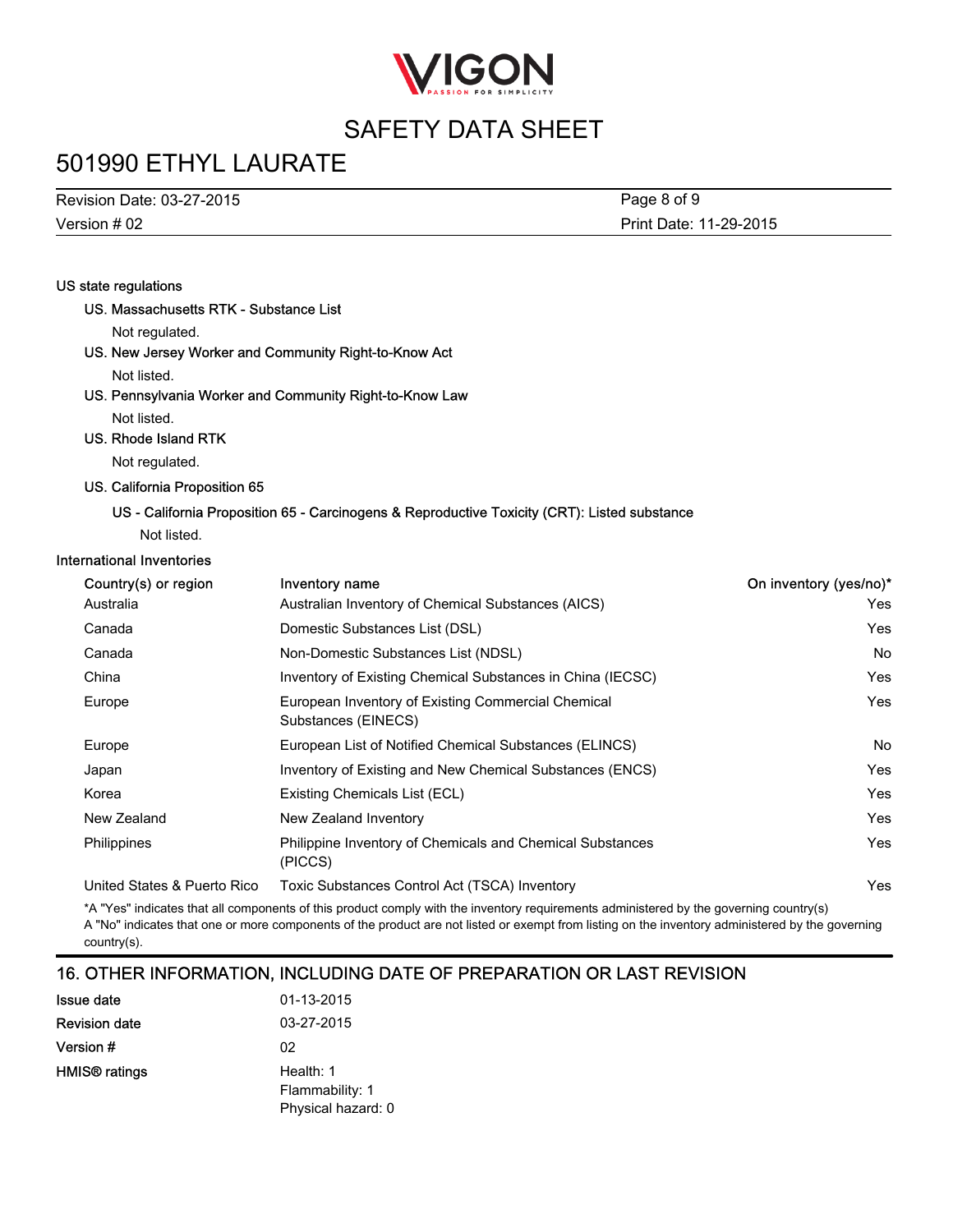**US state regulations**

**US. Massachusetts RTK - Substance List**

Not regulated.

**US. New Jersey Worker and Community Right-to-Know Act**

Not listed.

**US. Pennsylvania Worker and Community Right-to-Know Law**

Not listed.

**US. Rhode Island RTK**

Not regulated.

**US. California Proposition 65**

**US - California Proposition 65 - Carcinogens & Reproductive Toxicity (CRT): Listed substance**

Not listed.

**International Inventories**

| Country(s) or region | Inventory name | On inventory (yes/no)* |
|---|---|---|
| Australia | Australian Inventory of Chemical Substances (AICS) | Yes |
| Canada | Domestic Substances List (DSL) | Yes |
| Canada | Non-Domestic Substances List (NDSL) | No |
| China | Inventory of Existing Chemical Substances in China (IECSC) | Yes |
| Europe | European Inventory of Existing Commercial Chemical Substances (EINECS) | Yes |
| Europe | European List of Notified Chemical Substances (ELINCS) | No |
| Japan | Inventory of Existing and New Chemical Substances (ENCS) | Yes |
| Korea | Existing Chemicals List (ECL) | Yes |
| New Zealand | New Zealand Inventory | Yes |
| Philippines | Philippine Inventory of Chemicals and Chemical Substances (PICCS) | Yes |
| United States & Puerto Rico | Toxic Substances Control Act (TSCA) Inventory | Yes |

*A "Yes" indicates that all components of this product comply with the inventory requirements administered by the governing country(s)
A "No" indicates that one or more components of the product are not listed or exempt from listing on the inventory administered by the governing country(s).

## 16. OTHER INFORMATION, INCLUDING DATE OF PREPARATION OR LAST REVISION

**Issue date** 01-13-2015

**Revision date** 03-27-2015

**Version #** 02

**HMIS® ratings**
Health: 1
Flammability: 1
Physical hazard: 0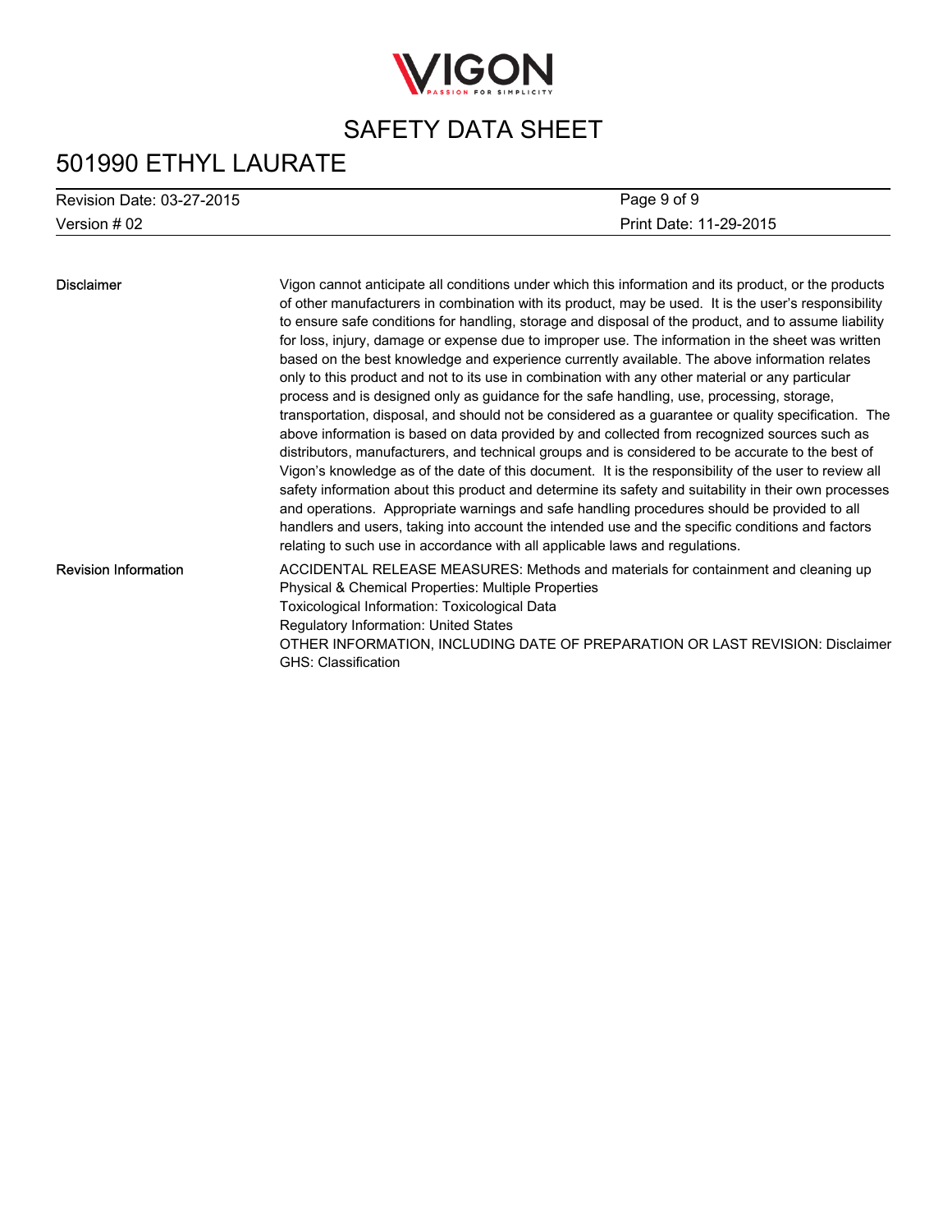| | |
|---|---|
| Disclaimer | Vigon cannot anticipate all conditions under which this information and its product, or the products of other manufacturers in combination with its product, may be used. It is the user's responsibility to ensure safe conditions for handling, storage and disposal of the product, and to assume liability for loss, injury, damage or expense due to improper use. The information in the sheet was written based on the best knowledge and experience currently available. The above information relates only to this product and not to its use in combination with any other material or any particular process and is designed only as guidance for the safe handling, use, processing, storage, transportation, disposal, and should not be considered as a guarantee or quality specification. The above information is based on data provided by and collected from recognized sources such as distributors, manufacturers, and technical groups and is considered to be accurate to the best of Vigon's knowledge as of the date of this document. It is the responsibility of the user to review all safety information about this product and determine its safety and suitability in their own processes and operations. Appropriate warnings and safe handling procedures should be provided to all handlers and users, taking into account the intended use and the specific conditions and factors relating to such use in accordance with all applicable laws and regulations. |
| Revision Information | ACCIDENTAL RELEASE MEASURES: Methods and materials for containment and cleaning up<br>Physical & Chemical Properties: Multiple Properties<br>Toxicological Information: Toxicological Data<br>Regulatory Information: United States<br>OTHER INFORMATION, INCLUDING DATE OF PREPARATION OR LAST REVISION: Disclaimer<br>GHS: Classification |